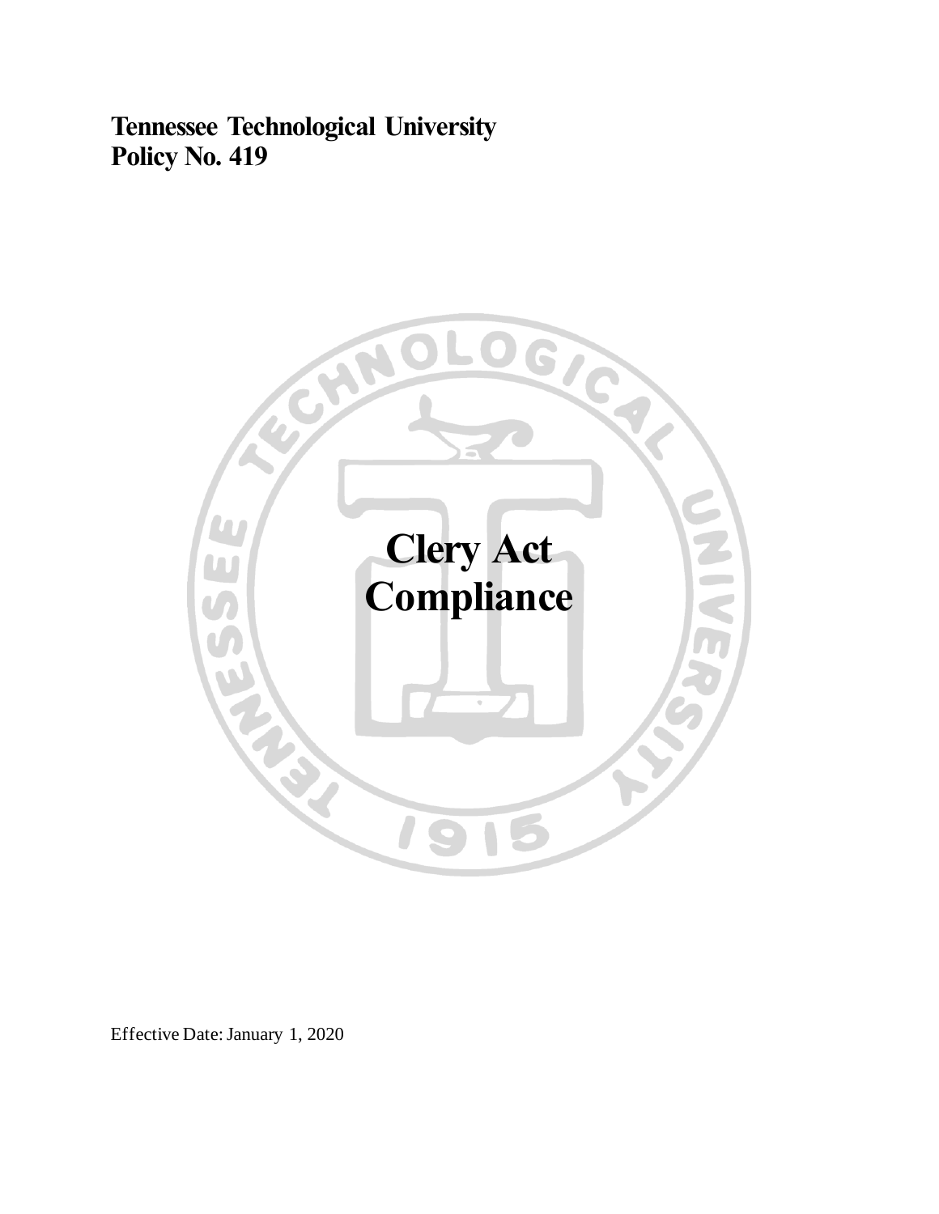**Tennessee Technological University**
**Policy No. 419**

# Clery Act Compliance

Effective Date: January 1, 2020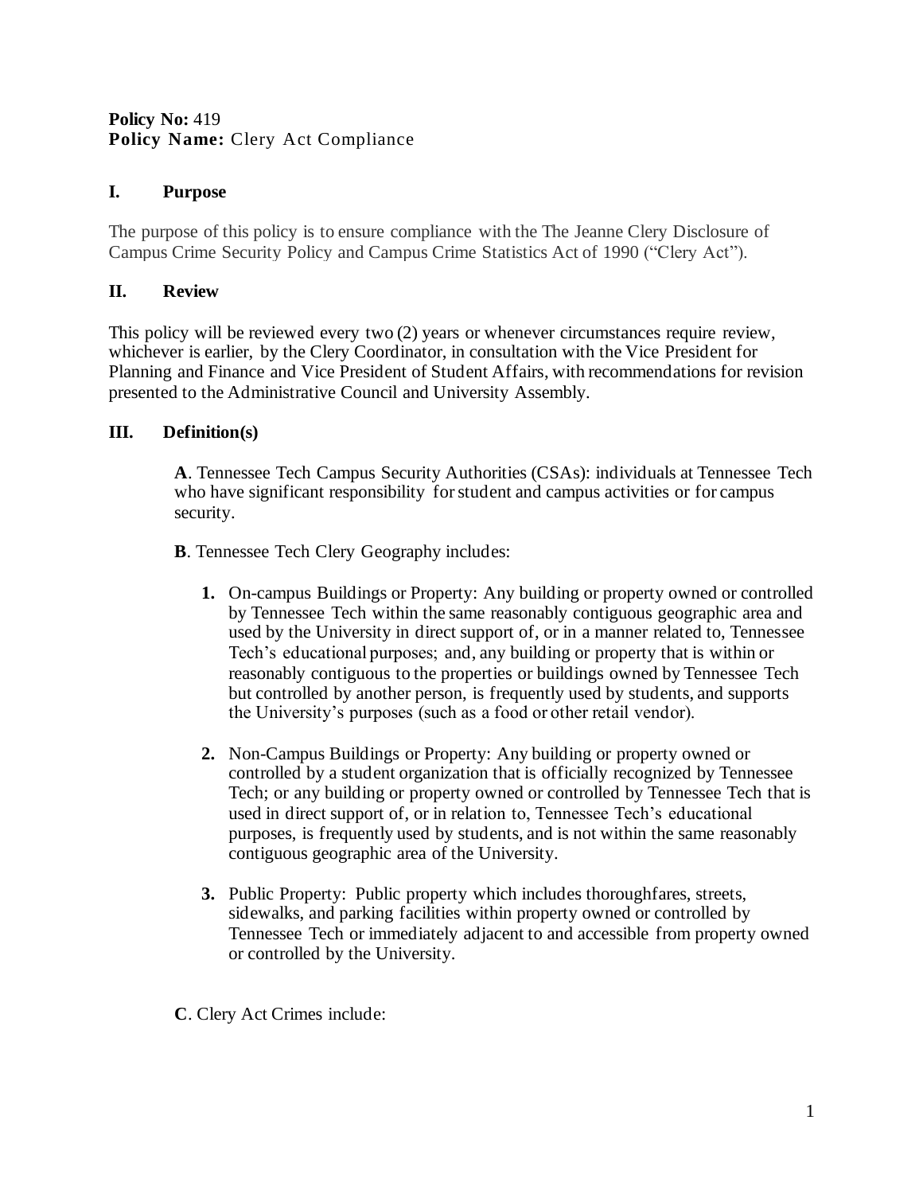**Policy No:** 419
**Policy Name:** Clery Act Compliance

## I. Purpose

The purpose of this policy is to ensure compliance with the The Jeanne Clery Disclosure of Campus Crime Security Policy and Campus Crime Statistics Act of 1990 ("Clery Act").

## II. Review

This policy will be reviewed every two (2) years or whenever circumstances require review, whichever is earlier, by the Clery Coordinator, in consultation with the Vice President for Planning and Finance and Vice President of Student Affairs, with recommendations for revision presented to the Administrative Council and University Assembly.

## III. Definition(s)

**A**. Tennessee Tech Campus Security Authorities (CSAs): individuals at Tennessee Tech who have significant responsibility for student and campus activities or for campus security.

**B**. Tennessee Tech Clery Geography includes:

1. On-campus Buildings or Property: Any building or property owned or controlled by Tennessee Tech within the same reasonably contiguous geographic area and used by the University in direct support of, or in a manner related to, Tennessee Tech's educational purposes; and, any building or property that is within or reasonably contiguous to the properties or buildings owned by Tennessee Tech but controlled by another person, is frequently used by students, and supports the University's purposes (such as a food or other retail vendor).

2. Non-Campus Buildings or Property: Any building or property owned or controlled by a student organization that is officially recognized by Tennessee Tech; or any building or property owned or controlled by Tennessee Tech that is used in direct support of, or in relation to, Tennessee Tech's educational purposes, is frequently used by students, and is not within the same reasonably contiguous geographic area of the University.

3. Public Property: Public property which includes thoroughfares, streets, sidewalks, and parking facilities within property owned or controlled by Tennessee Tech or immediately adjacent to and accessible from property owned or controlled by the University.

**C**. Clery Act Crimes include: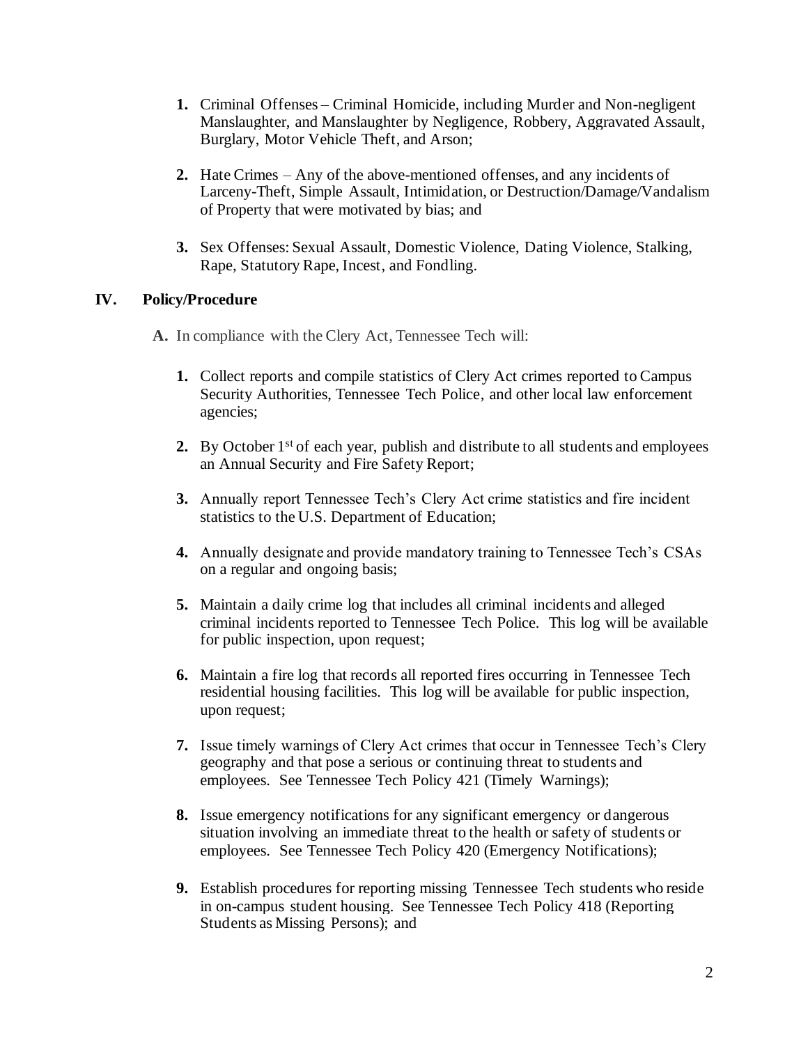1. **1.** Criminal Offenses – Criminal Homicide, including Murder and Non-negligent Manslaughter, and Manslaughter by Negligence, Robbery, Aggravated Assault, Burglary, Motor Vehicle Theft, and Arson;

2. **2.** Hate Crimes – Any of the above-mentioned offenses, and any incidents of Larceny-Theft, Simple Assault, Intimidation, or Destruction/Damage/Vandalism of Property that were motivated by bias; and

3. **3.** Sex Offenses: Sexual Assault, Domestic Violence, Dating Violence, Stalking, Rape, Statutory Rape, Incest, and Fondling.

## IV. Policy/Procedure

**A.** In compliance with the Clery Act, Tennessee Tech will:

**1.** Collect reports and compile statistics of Clery Act crimes reported to Campus Security Authorities, Tennessee Tech Police, and other local law enforcement agencies;

**2.** By October 1st of each year, publish and distribute to all students and employees an Annual Security and Fire Safety Report;

**3.** Annually report Tennessee Tech's Clery Act crime statistics and fire incident statistics to the U.S. Department of Education;

**4.** Annually designate and provide mandatory training to Tennessee Tech's CSAs on a regular and ongoing basis;

**5.** Maintain a daily crime log that includes all criminal incidents and alleged criminal incidents reported to Tennessee Tech Police. This log will be available for public inspection, upon request;

**6.** Maintain a fire log that records all reported fires occurring in Tennessee Tech residential housing facilities. This log will be available for public inspection, upon request;

**7.** Issue timely warnings of Clery Act crimes that occur in Tennessee Tech's Clery geography and that pose a serious or continuing threat to students and employees. See Tennessee Tech Policy 421 (Timely Warnings);

**8.** Issue emergency notifications for any significant emergency or dangerous situation involving an immediate threat to the health or safety of students or employees. See Tennessee Tech Policy 420 (Emergency Notifications);

**9.** Establish procedures for reporting missing Tennessee Tech students who reside in on-campus student housing. See Tennessee Tech Policy 418 (Reporting Students as Missing Persons); and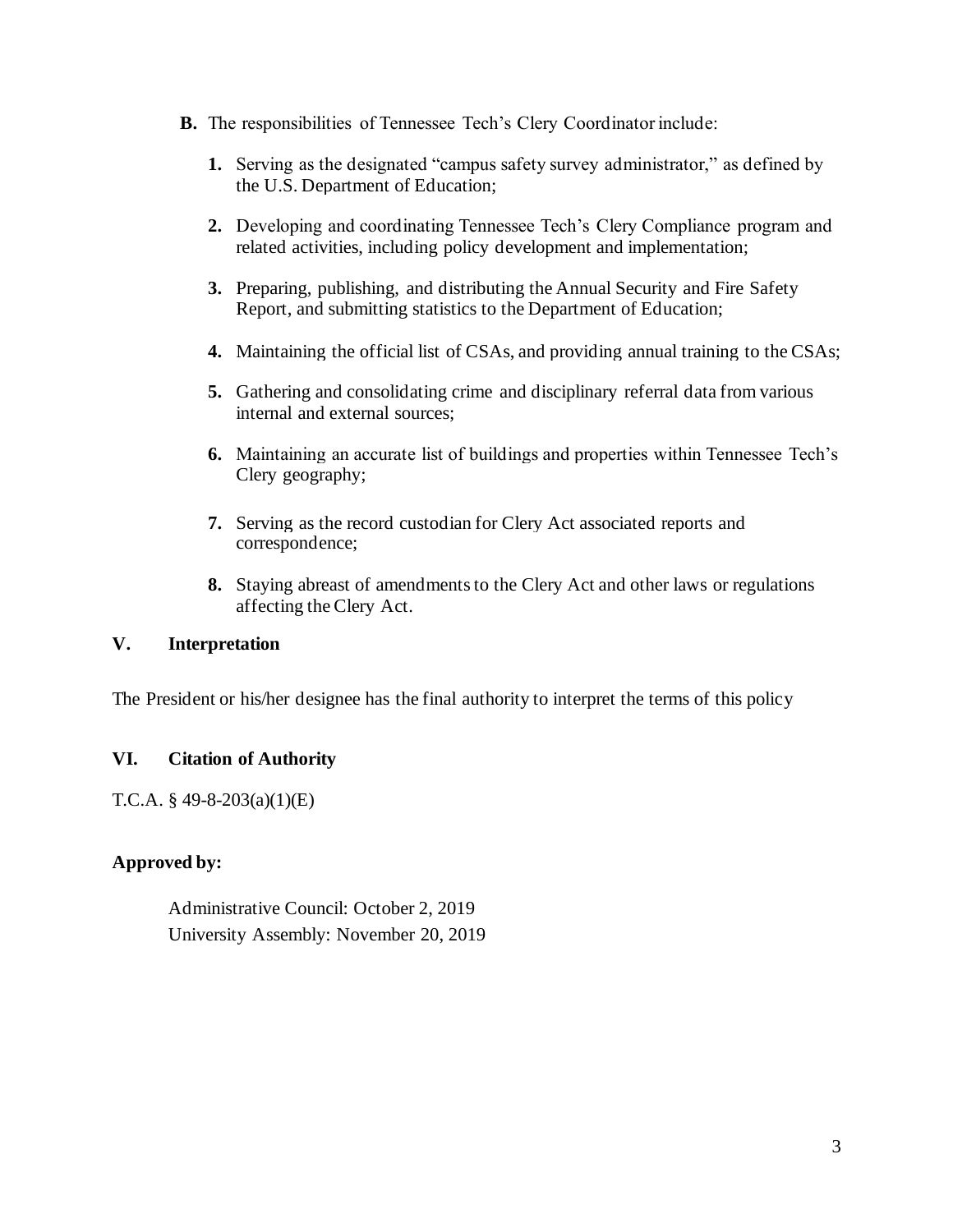**B.** The responsibilities of Tennessee Tech's Clery Coordinator include:

1. Serving as the designated "campus safety survey administrator," as defined by the U.S. Department of Education;

2. Developing and coordinating Tennessee Tech's Clery Compliance program and related activities, including policy development and implementation;

3. Preparing, publishing, and distributing the Annual Security and Fire Safety Report, and submitting statistics to the Department of Education;

4. Maintaining the official list of CSAs, and providing annual training to the CSAs;

5. Gathering and consolidating crime and disciplinary referral data from various internal and external sources;

6. Maintaining an accurate list of buildings and properties within Tennessee Tech's Clery geography;

7. Serving as the record custodian for Clery Act associated reports and correspondence;

8. Staying abreast of amendments to the Clery Act and other laws or regulations affecting the Clery Act.

## V. Interpretation

The President or his/her designee has the final authority to interpret the terms of this policy

## VI. Citation of Authority

T.C.A. § 49-8-203(a)(1)(E)

**Approved by:**

Administrative Council: October 2, 2019
University Assembly: November 20, 2019